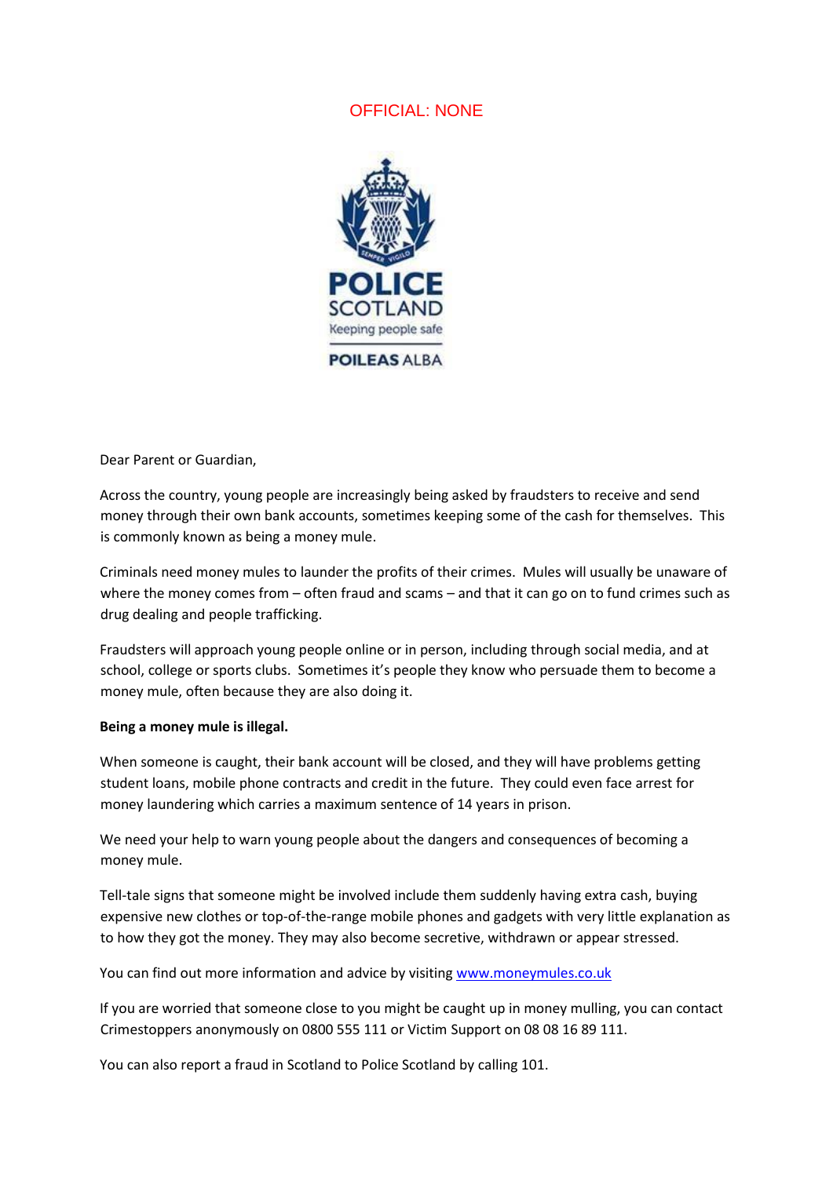OFFICIAL: NONE

POLICE SCOTLAND
Keeping people safe
POILEAS ALBA

Dear Parent or Guardian,

Across the country, young people are increasingly being asked by fraudsters to receive and send money through their own bank accounts, sometimes keeping some of the cash for themselves. This is commonly known as being a money mule.

Criminals need money mules to launder the profits of their crimes. Mules will usually be unaware of where the money comes from – often fraud and scams – and that it can go on to fund crimes such as drug dealing and people trafficking.

Fraudsters will approach young people online or in person, including through social media, and at school, college or sports clubs. Sometimes it's people they know who persuade them to become a money mule, often because they are also doing it.

**Being a money mule is illegal.**

When someone is caught, their bank account will be closed, and they will have problems getting student loans, mobile phone contracts and credit in the future. They could even face arrest for money laundering which carries a maximum sentence of 14 years in prison.

We need your help to warn young people about the dangers and consequences of becoming a money mule.

Tell-tale signs that someone might be involved include them suddenly having extra cash, buying expensive new clothes or top-of-the-range mobile phones and gadgets with very little explanation as to how they got the money. They may also become secretive, withdrawn or appear stressed.

You can find out more information and advice by visiting [www.moneymules.co.uk](http://www.moneymules.co.uk)

If you are worried that someone close to you might be caught up in money mulling, you can contact Crimestoppers anonymously on 0800 555 111 or Victim Support on 08 08 16 89 111.

You can also report a fraud in Scotland to Police Scotland by calling 101.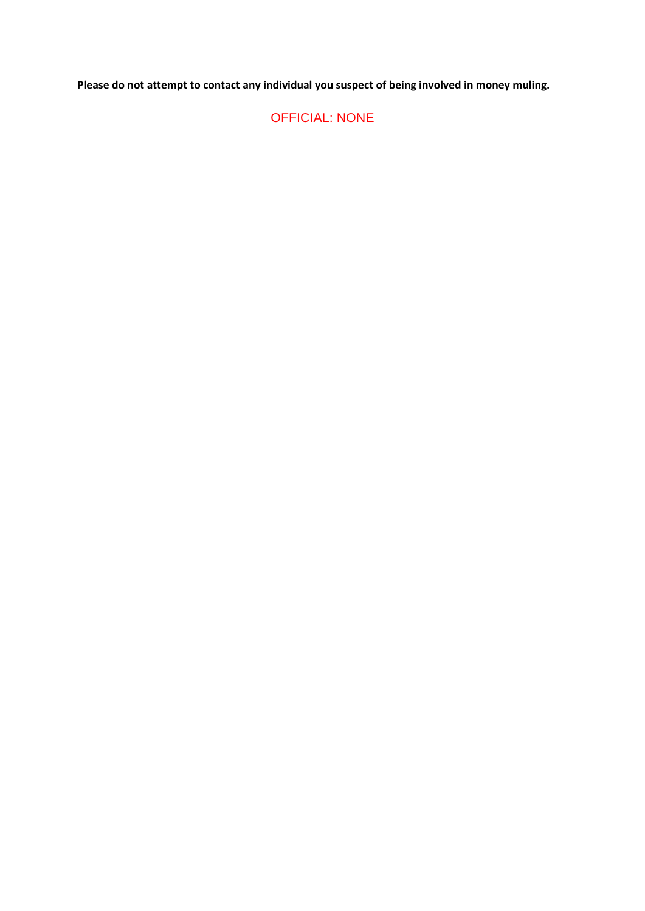**Please do not attempt to contact any individual you suspect of being involved in money muling.**

OFFICIAL: NONE